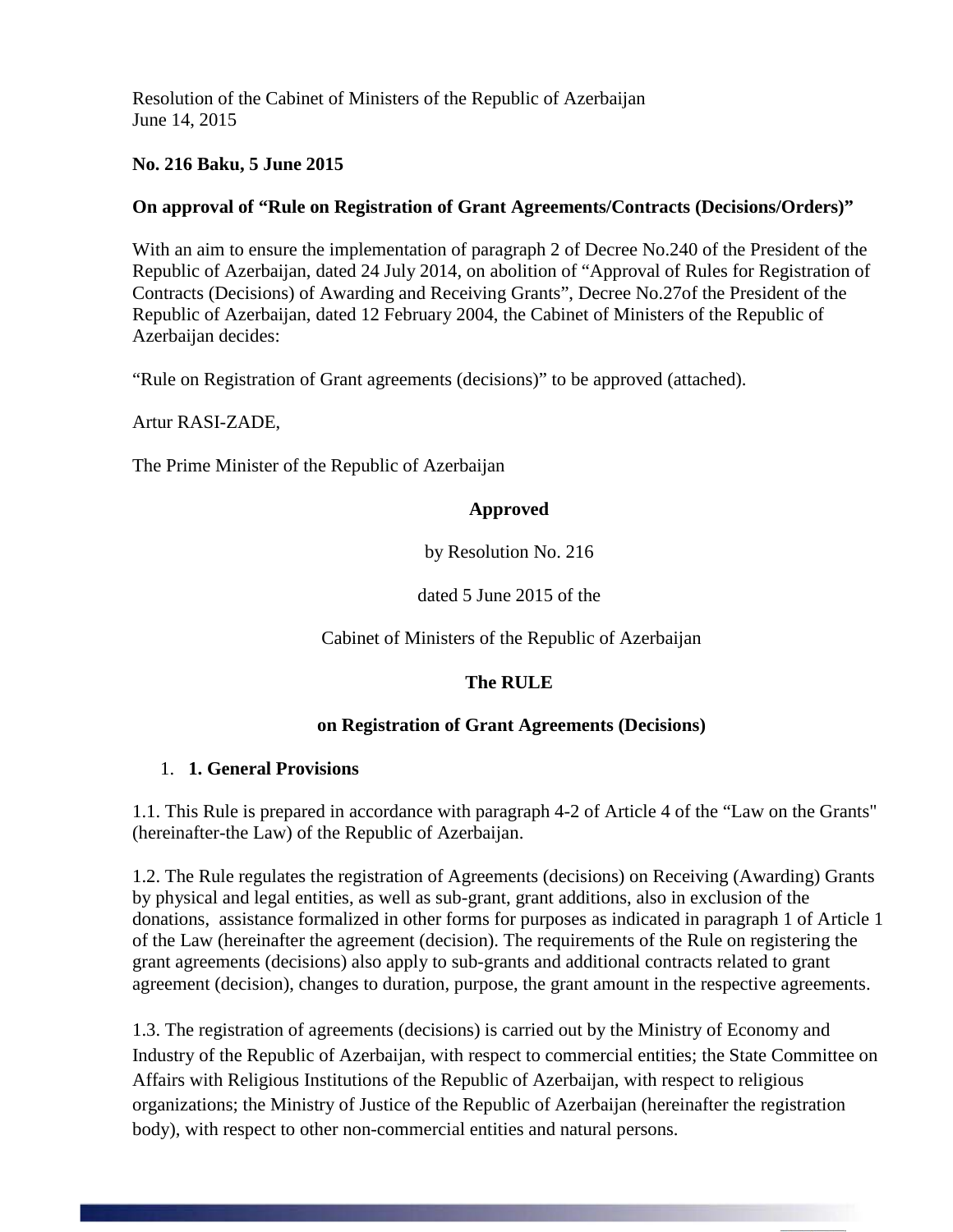Resolution of the Cabinet of Ministers of the Republic of Azerbaijan
June 14, 2015

**No. 216 Baku, 5 June 2015**

**On approval of "Rule on Registration of Grant Agreements/Contracts (Decisions/Orders)"**

With an aim to ensure the implementation of paragraph 2 of Decree No.240 of the President of the Republic of Azerbaijan, dated 24 July 2014, on abolition of "Approval of Rules for Registration of Contracts (Decisions) of Awarding and Receiving Grants", Decree No.27of the President of the Republic of Azerbaijan, dated 12 February 2004, the Cabinet of Ministers of the Republic of Azerbaijan decides:

"Rule on Registration of Grant agreements (decisions)" to be approved (attached).

Artur RASI-ZADE,

The Prime Minister of the Republic of Azerbaijan

**Approved**

by Resolution No. 216

dated 5 June 2015 of the

Cabinet of Ministers of the Republic of Azerbaijan

**The RULE**

**on Registration of Grant Agreements (Decisions)**

1. **1. General Provisions**

1.1. This Rule is prepared in accordance with paragraph 4-2 of Article 4 of the "Law on the Grants" (hereinafter-the Law) of the Republic of Azerbaijan.

1.2. The Rule regulates the registration of Agreements (decisions) on Receiving (Awarding) Grants by physical and legal entities, as well as sub-grant, grant additions, also in exclusion of the donations, assistance formalized in other forms for purposes as indicated in paragraph 1 of Article 1 of the Law (hereinafter the agreement (decision). The requirements of the Rule on registering the grant agreements (decisions) also apply to sub-grants and additional contracts related to grant agreement (decision), changes to duration, purpose, the grant amount in the respective agreements.

1.3. The registration of agreements (decisions) is carried out by the Ministry of Economy and Industry of the Republic of Azerbaijan, with respect to commercial entities; the State Committee on Affairs with Religious Institutions of the Republic of Azerbaijan, with respect to religious organizations; the Ministry of Justice of the Republic of Azerbaijan (hereinafter the registration body), with respect to other non-commercial entities and natural persons.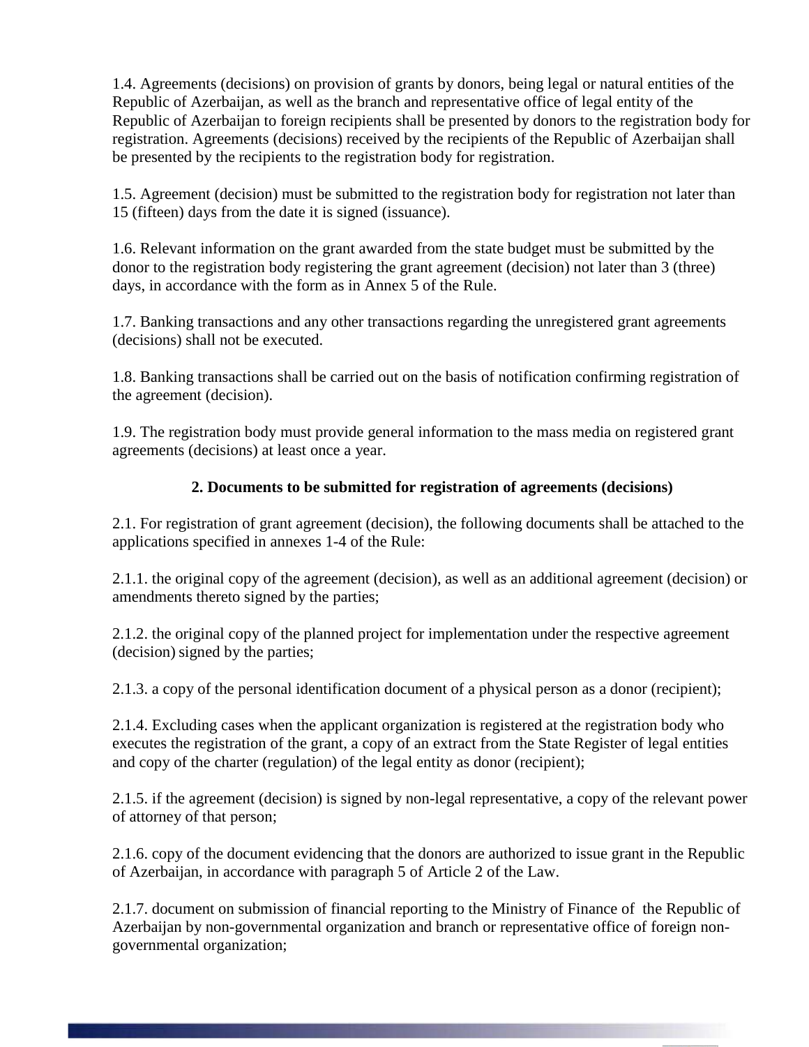1.4. Agreements (decisions) on provision of grants by donors, being legal or natural entities of the Republic of Azerbaijan, as well as the branch and representative office of legal entity of the Republic of Azerbaijan to foreign recipients shall be presented by donors to the registration body for registration. Agreements (decisions) received by the recipients of the Republic of Azerbaijan shall be presented by the recipients to the registration body for registration.

1.5. Agreement (decision) must be submitted to the registration body for registration not later than 15 (fifteen) days from the date it is signed (issuance).

1.6. Relevant information on the grant awarded from the state budget must be submitted by the donor to the registration body registering the grant agreement (decision) not later than 3 (three) days, in accordance with the form as in Annex 5 of the Rule.

1.7. Banking transactions and any other transactions regarding the unregistered grant agreements (decisions) shall not be executed.

1.8. Banking transactions shall be carried out on the basis of notification confirming registration of the agreement (decision).

1.9. The registration body must provide general information to the mass media on registered grant agreements (decisions) at least once a year.

## 2. Documents to be submitted for registration of agreements (decisions)

2.1. For registration of grant agreement (decision), the following documents shall be attached to the applications specified in annexes 1-4 of the Rule:

2.1.1. the original copy of the agreement (decision), as well as an additional agreement (decision) or amendments thereto signed by the parties;

2.1.2. the original copy of the planned project for implementation under the respective agreement (decision) signed by the parties;

2.1.3. a copy of the personal identification document of a physical person as a donor (recipient);

2.1.4. Excluding cases when the applicant organization is registered at the registration body who executes the registration of the grant, a copy of an extract from the State Register of legal entities and copy of the charter (regulation) of the legal entity as donor (recipient);

2.1.5. if the agreement (decision) is signed by non-legal representative, a copy of the relevant power of attorney of that person;

2.1.6. copy of the document evidencing that the donors are authorized to issue grant in the Republic of Azerbaijan, in accordance with paragraph 5 of Article 2 of the Law.

2.1.7. document on submission of financial reporting to the Ministry of Finance of the Republic of Azerbaijan by non-governmental organization and branch or representative office of foreign non-governmental organization;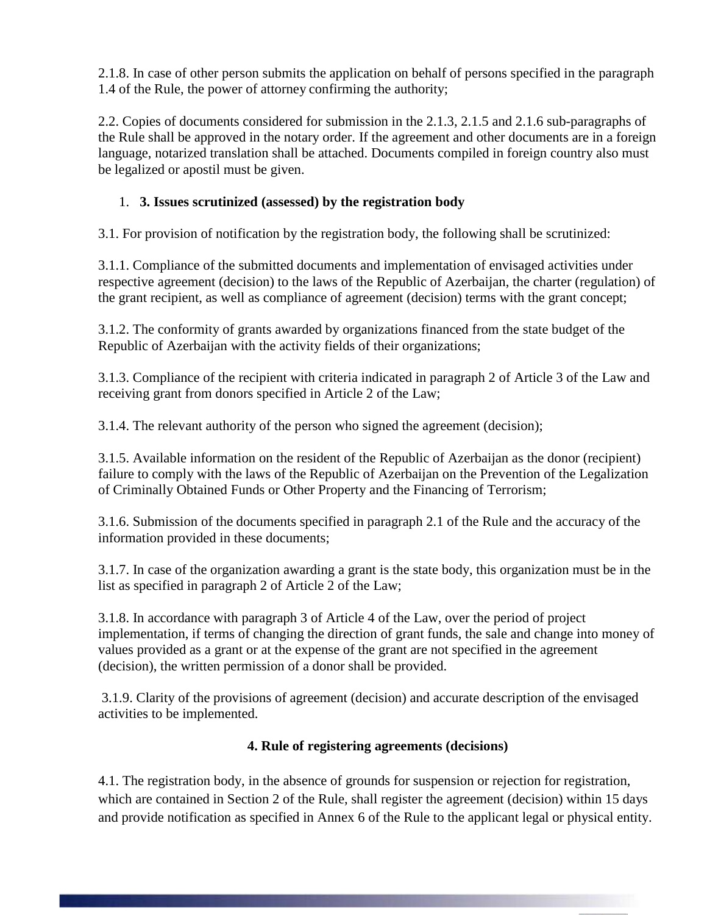2.1.8. In case of other person submits the application on behalf of persons specified in the paragraph 1.4 of the Rule, the power of attorney confirming the authority;

2.2. Copies of documents considered for submission in the 2.1.3, 2.1.5 and 2.1.6 sub-paragraphs of the Rule shall be approved in the notary order. If the agreement and other documents are in a foreign language, notarized translation shall be attached. Documents compiled in foreign country also must be legalized or apostil must be given.

1. **3. Issues scrutinized (assessed) by the registration body**

3.1. For provision of notification by the registration body, the following shall be scrutinized:

3.1.1. Compliance of the submitted documents and implementation of envisaged activities under respective agreement (decision) to the laws of the Republic of Azerbaijan, the charter (regulation) of the grant recipient, as well as compliance of agreement (decision) terms with the grant concept;

3.1.2. The conformity of grants awarded by organizations financed from the state budget of the Republic of Azerbaijan with the activity fields of their organizations;

3.1.3. Compliance of the recipient with criteria indicated in paragraph 2 of Article 3 of the Law and receiving grant from donors specified in Article 2 of the Law;

3.1.4. The relevant authority of the person who signed the agreement (decision);

3.1.5. Available information on the resident of the Republic of Azerbaijan as the donor (recipient) failure to comply with the laws of the Republic of Azerbaijan on the Prevention of the Legalization of Criminally Obtained Funds or Other Property and the Financing of Terrorism;

3.1.6. Submission of the documents specified in paragraph 2.1 of the Rule and the accuracy of the information provided in these documents;

3.1.7. In case of the organization awarding a grant is the state body, this organization must be in the list as specified in paragraph 2 of Article 2 of the Law;

3.1.8. In accordance with paragraph 3 of Article 4 of the Law, over the period of project implementation, if terms of changing the direction of grant funds, the sale and change into money of values provided as a grant or at the expense of the grant are not specified in the agreement (decision), the written permission of a donor shall be provided.

3.1.9. Clarity of the provisions of agreement (decision) and accurate description of the envisaged activities to be implemented.

**4. Rule of registering agreements (decisions)**

4.1. The registration body, in the absence of grounds for suspension or rejection for registration, which are contained in Section 2 of the Rule, shall register the agreement (decision) within 15 days and provide notification as specified in Annex 6 of the Rule to the applicant legal or physical entity.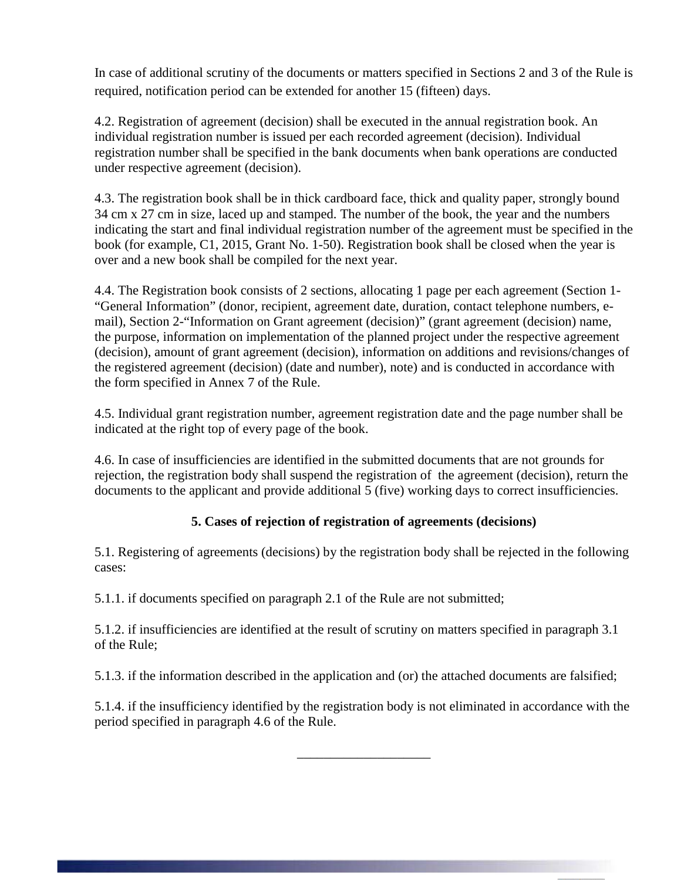In case of additional scrutiny of the documents or matters specified in Sections 2 and 3 of the Rule is required, notification period can be extended for another 15 (fifteen) days.

4.2. Registration of agreement (decision) shall be executed in the annual registration book. An individual registration number is issued per each recorded agreement (decision). Individual registration number shall be specified in the bank documents when bank operations are conducted under respective agreement (decision).

4.3. The registration book shall be in thick cardboard face, thick and quality paper, strongly bound 34 cm x 27 cm in size, laced up and stamped. The number of the book, the year and the numbers indicating the start and final individual registration number of the agreement must be specified in the book (for example, C1, 2015, Grant No. 1-50). Registration book shall be closed when the year is over and a new book shall be compiled for the next year.

4.4. The Registration book consists of 2 sections, allocating 1 page per each agreement (Section 1-"General Information" (donor, recipient, agreement date, duration, contact telephone numbers, e-mail), Section 2-"Information on Grant agreement (decision)" (grant agreement (decision) name, the purpose, information on implementation of the planned project under the respective agreement (decision), amount of grant agreement (decision), information on additions and revisions/changes of the registered agreement (decision) (date and number), note) and is conducted in accordance with the form specified in Annex 7 of the Rule.

4.5. Individual grant registration number, agreement registration date and the page number shall be indicated at the right top of every page of the book.

4.6. In case of insufficiencies are identified in the submitted documents that are not grounds for rejection, the registration body shall suspend the registration of the agreement (decision), return the documents to the applicant and provide additional 5 (five) working days to correct insufficiencies.

## 5. Cases of rejection of registration of agreements (decisions)

5.1. Registering of agreements (decisions) by the registration body shall be rejected in the following cases:

5.1.1. if documents specified on paragraph 2.1 of the Rule are not submitted;

5.1.2. if insufficiencies are identified at the result of scrutiny on matters specified in paragraph 3.1 of the Rule;

5.1.3. if the information described in the application and (or) the attached documents are falsified;

5.1.4. if the insufficiency identified by the registration body is not eliminated in accordance with the period specified in paragraph 4.6 of the Rule.

\_\_\_\_\_\_\_\_\_\_\_\_\_\_\_\_\_\_\_\_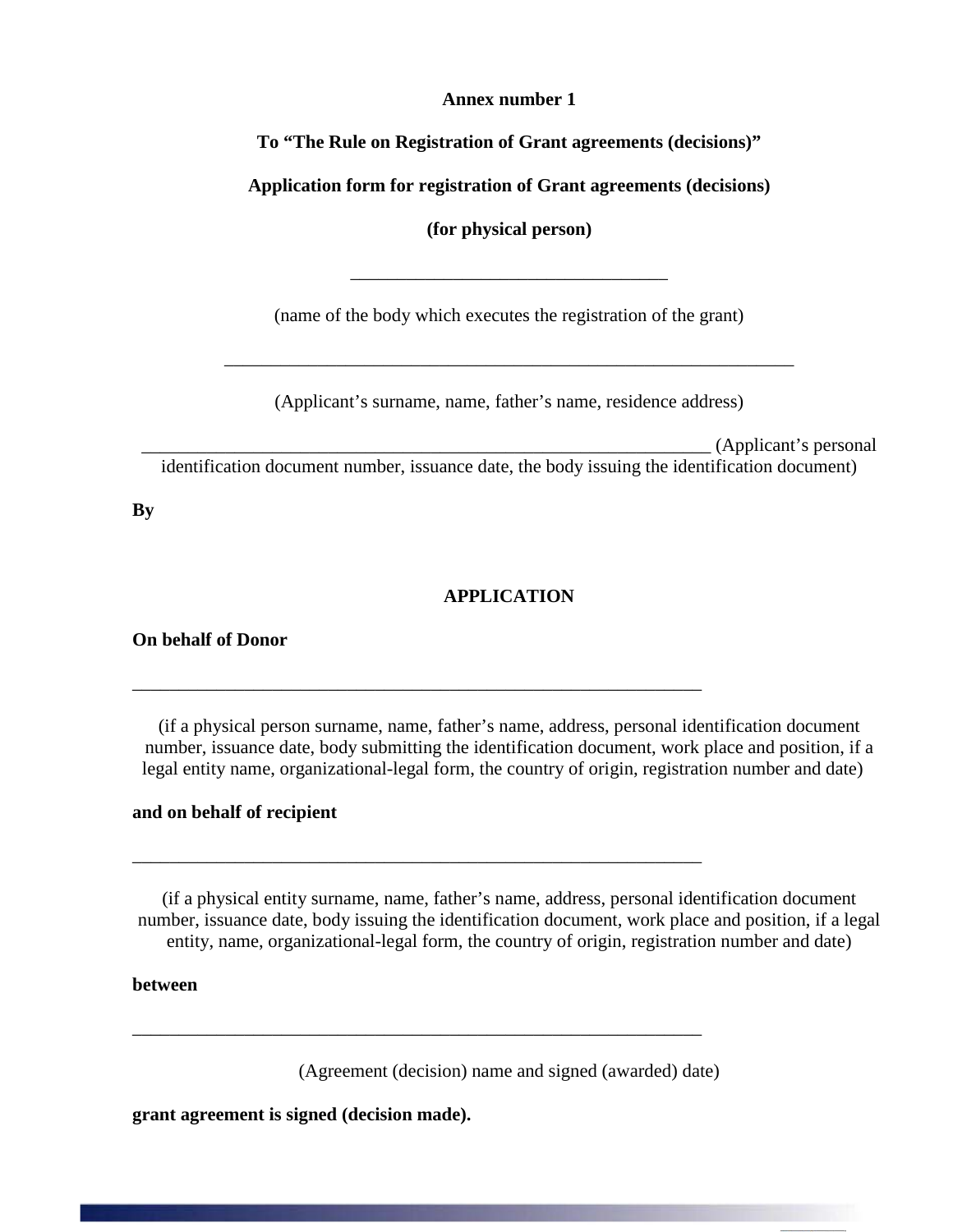**Annex number 1**

**To “The Rule on Registration of Grant agreements (decisions)”**

**Application form for registration of Grant agreements (decisions)**

**(for physical person)**

_________________________________

(name of the body which executes the registration of the grant)

_______________________________________________________________

(Applicant’s surname, name, father’s name, residence address)

_______________________________________________________________ (Applicant’s personal identification document number, issuance date, the body issuing the identification document)

**By**

**APPLICATION**

**On behalf of Donor**

_______________________________________________________________

(if a physical person surname, name, father’s name, address, personal identification document number, issuance date, body submitting the identification document, work place and position, if a legal entity name, organizational-legal form, the country of origin, registration number and date)

**and on behalf of recipient**

_______________________________________________________________

(if a physical entity surname, name, father’s name, address, personal identification document number, issuance date, body issuing the identification document, work place and position, if a legal entity, name, organizational-legal form, the country of origin, registration number and date)

**between**

_______________________________________________________________

(Agreement (decision) name and signed (awarded) date)

**grant agreement is signed (decision made).**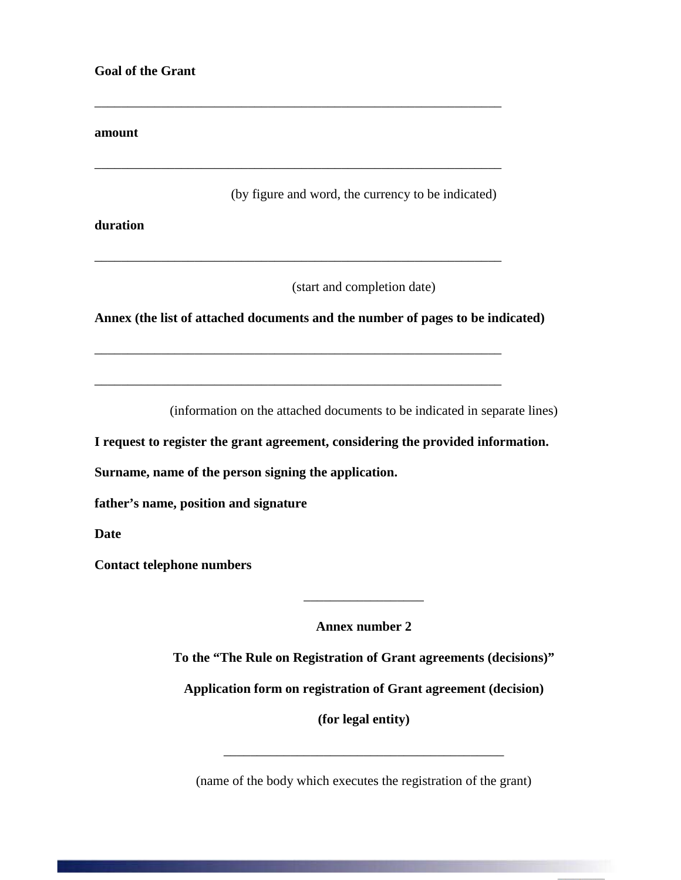**Goal of the Grant**

_______________________________________________________________

**amount**

_______________________________________________________________

(by figure and word, the currency to be indicated)

**duration**

_______________________________________________________________

(start and completion date)

**Annex (the list of attached documents and the number of pages to be indicated)**

_______________________________________________________________

_______________________________________________________________

(information on the attached documents to be indicated in separate lines)

**I request to register the grant agreement, considering the provided information.**

**Surname, name of the person signing the application.**

**father's name, position and signature**

**Date**

**Contact telephone numbers**

__________________

**Annex number 2**

**To the "The Rule on Registration of Grant agreements (decisions)"**

**Application form on registration of Grant agreement (decision)**

**(for legal entity)**

___________________________________________

(name of the body which executes the registration of the grant)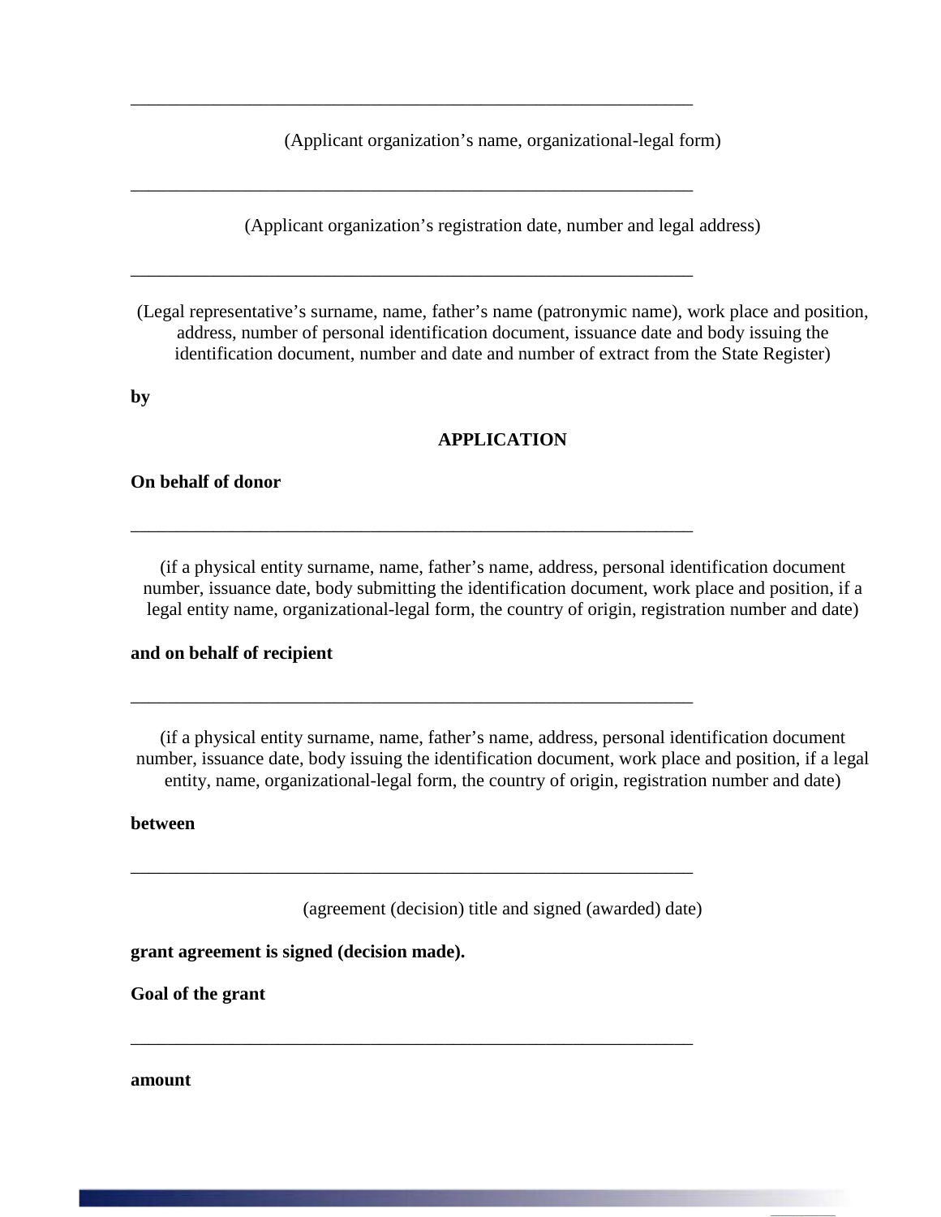\_\_\_\_\_\_\_\_\_\_\_\_\_\_\_\_\_\_\_\_\_\_\_\_\_\_\_\_\_\_\_\_\_\_\_\_\_\_\_\_\_\_\_\_\_\_\_\_\_\_\_\_\_\_\_\_\_\_\_\_\_\_\_\_

(Applicant organization's name, organizational-legal form)

\_\_\_\_\_\_\_\_\_\_\_\_\_\_\_\_\_\_\_\_\_\_\_\_\_\_\_\_\_\_\_\_\_\_\_\_\_\_\_\_\_\_\_\_\_\_\_\_\_\_\_\_\_\_\_\_\_\_\_\_\_\_\_\_

(Applicant organization's registration date, number and legal address)

\_\_\_\_\_\_\_\_\_\_\_\_\_\_\_\_\_\_\_\_\_\_\_\_\_\_\_\_\_\_\_\_\_\_\_\_\_\_\_\_\_\_\_\_\_\_\_\_\_\_\_\_\_\_\_\_\_\_\_\_\_\_\_\_

(Legal representative's surname, name, father's name (patronymic name), work place and position, address, number of personal identification document, issuance date and body issuing the identification document, number and date and number of extract from the State Register)

**by**

**APPLICATION**

**On behalf of donor**

\_\_\_\_\_\_\_\_\_\_\_\_\_\_\_\_\_\_\_\_\_\_\_\_\_\_\_\_\_\_\_\_\_\_\_\_\_\_\_\_\_\_\_\_\_\_\_\_\_\_\_\_\_\_\_\_\_\_\_\_\_\_\_\_

(if a physical entity surname, name, father's name, address, personal identification document number, issuance date, body submitting the identification document, work place and position, if a legal entity name, organizational-legal form, the country of origin, registration number and date)

**and on behalf of recipient**

\_\_\_\_\_\_\_\_\_\_\_\_\_\_\_\_\_\_\_\_\_\_\_\_\_\_\_\_\_\_\_\_\_\_\_\_\_\_\_\_\_\_\_\_\_\_\_\_\_\_\_\_\_\_\_\_\_\_\_\_\_\_\_\_

(if a physical entity surname, name, father's name, address, personal identification document number, issuance date, body issuing the identification document, work place and position, if a legal entity, name, organizational-legal form, the country of origin, registration number and date)

**between**

\_\_\_\_\_\_\_\_\_\_\_\_\_\_\_\_\_\_\_\_\_\_\_\_\_\_\_\_\_\_\_\_\_\_\_\_\_\_\_\_\_\_\_\_\_\_\_\_\_\_\_\_\_\_\_\_\_\_\_\_\_\_\_\_

(agreement (decision) title and signed (awarded) date)

**grant agreement is signed (decision made).**

**Goal of the grant**

\_\_\_\_\_\_\_\_\_\_\_\_\_\_\_\_\_\_\_\_\_\_\_\_\_\_\_\_\_\_\_\_\_\_\_\_\_\_\_\_\_\_\_\_\_\_\_\_\_\_\_\_\_\_\_\_\_\_\_\_\_\_\_\_

**amount**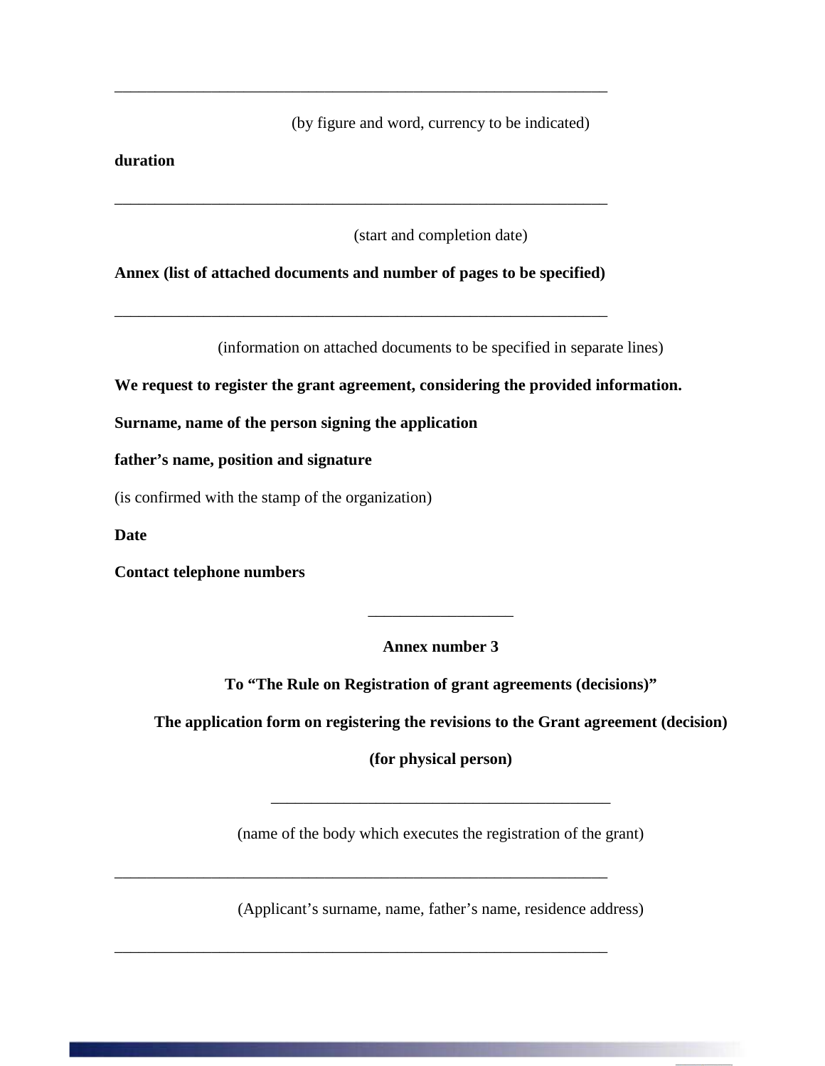_______________________________________________________________

(by figure and word, currency to be indicated)

**duration**

_______________________________________________________________

(start and completion date)

**Annex (list of attached documents and number of pages to be specified)**

_______________________________________________________________

(information on attached documents to be specified in separate lines)

**We request to register the grant agreement, considering the provided information.**

**Surname, name of the person signing the application**

**father's name, position and signature**

(is confirmed with the stamp of the organization)

**Date**

**Contact telephone numbers**

__________________

**Annex number 3**

**To "The Rule on Registration of grant agreements (decisions)"**

**The application form on registering the revisions to the Grant agreement (decision)**

**(for physical person)**

__________________________________________

(name of the body which executes the registration of the grant)

_______________________________________________________________

(Applicant's surname, name, father's name, residence address)

_______________________________________________________________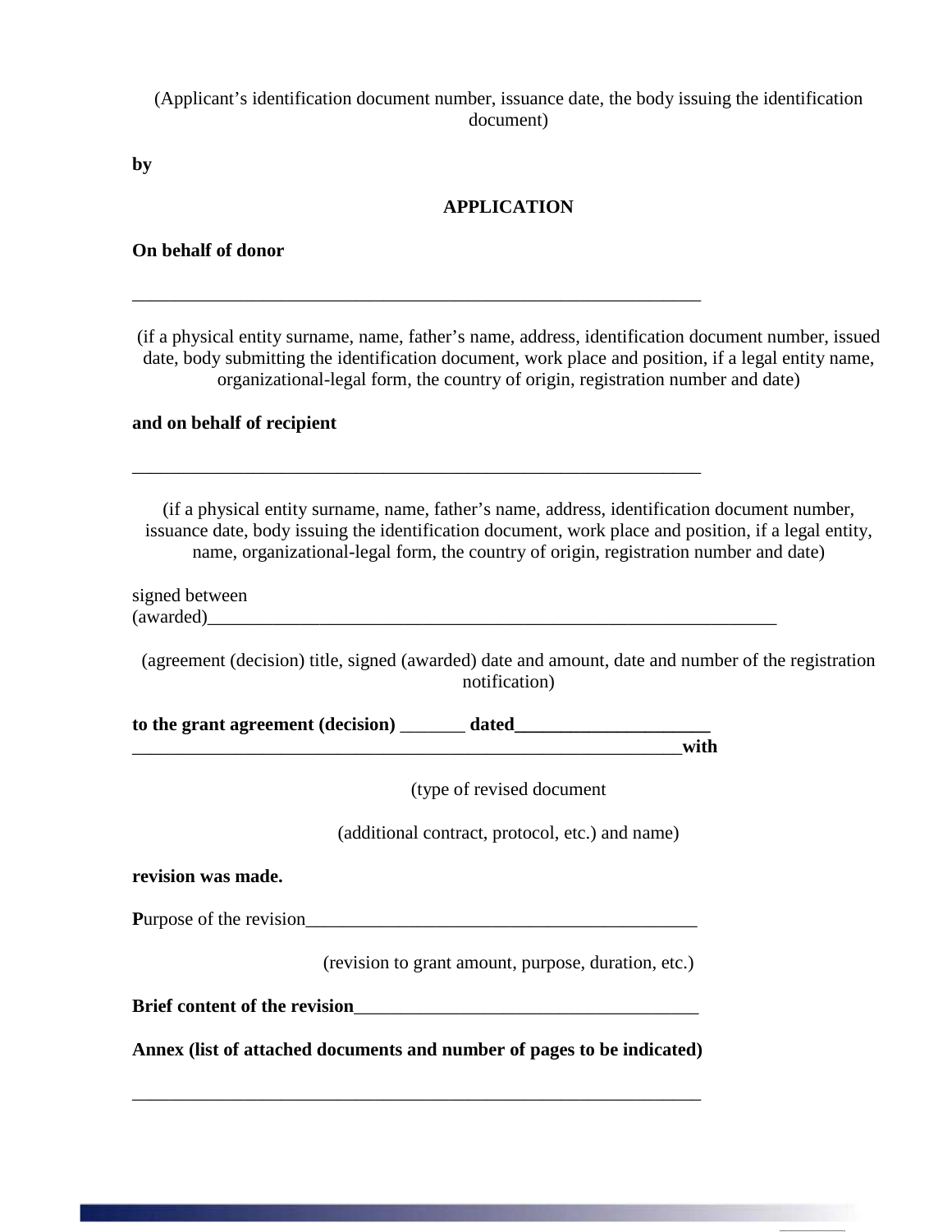(Applicant's identification document number, issuance date, the body issuing the identification document)

**by**

**APPLICATION**

**On behalf of donor**

_______________________________________________________________

(if a physical entity surname, name, father's name, address, identification document number, issued date, body submitting the identification document, work place and position, if a legal entity name, organizational-legal form, the country of origin, registration number and date)

**and on behalf of recipient**

_______________________________________________________________

(if a physical entity surname, name, father's name, address, identification document number, issuance date, body issuing the identification document, work place and position, if a legal entity, name, organizational-legal form, the country of origin, registration number and date)

signed between (awarded)_______________________________________________________________

(agreement (decision) title, signed (awarded) date and amount, date and number of the registration notification)

**to the grant agreement (decision)** _______ **dated**_____________________ _______________________________________________________________**with**

(type of revised document

(additional contract, protocol, etc.) and name)

**revision was made.**

**P**urpose of the revision_____________________________________________

(revision to grant amount, purpose, duration, etc.)

**Brief content of the revision**_____________________________________

**Annex (list of attached documents and number of pages to be indicated)**

_______________________________________________________________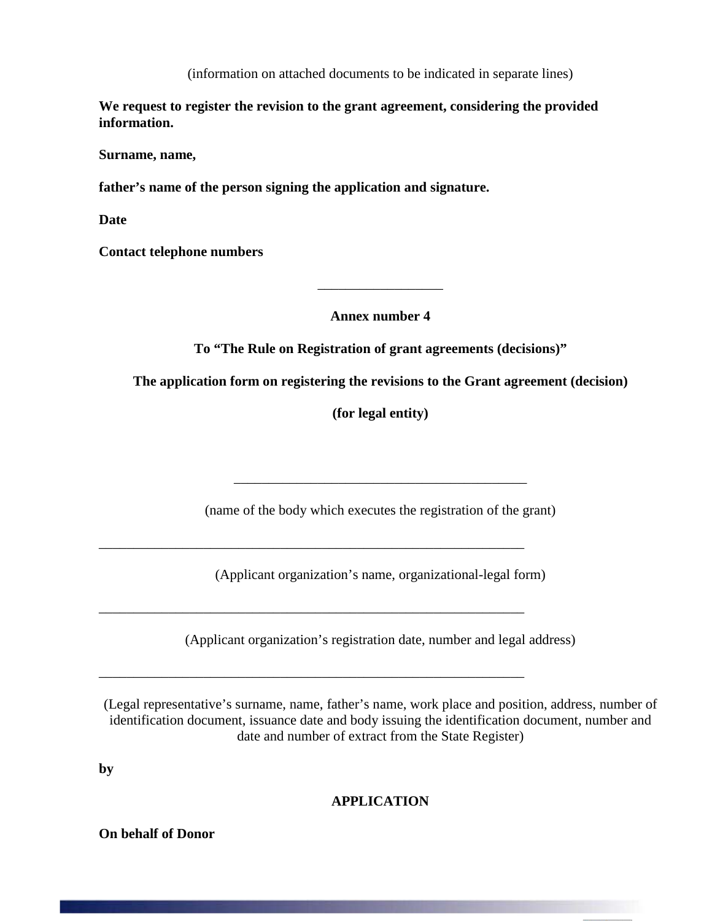(information on attached documents to be indicated in separate lines)

**We request to register the revision to the grant agreement, considering the provided information.**

**Surname, name,**

**father's name of the person signing the application and signature.**

**Date**

**Contact telephone numbers**

__________________

**Annex number 4**

**To "The Rule on Registration of grant agreements (decisions)"**

**The application form on registering the revisions to the Grant agreement (decision)**

**(for legal entity)**

___________________________________________

(name of the body which executes the registration of the grant)

_______________________________________________________________

(Applicant organization's name, organizational-legal form)

_______________________________________________________________

(Applicant organization's registration date, number and legal address)

_______________________________________________________________

(Legal representative's surname, name, father's name, work place and position, address, number of identification document, issuance date and body issuing the identification document, number and date and number of extract from the State Register)

**by**

**APPLICATION**

**On behalf of Donor**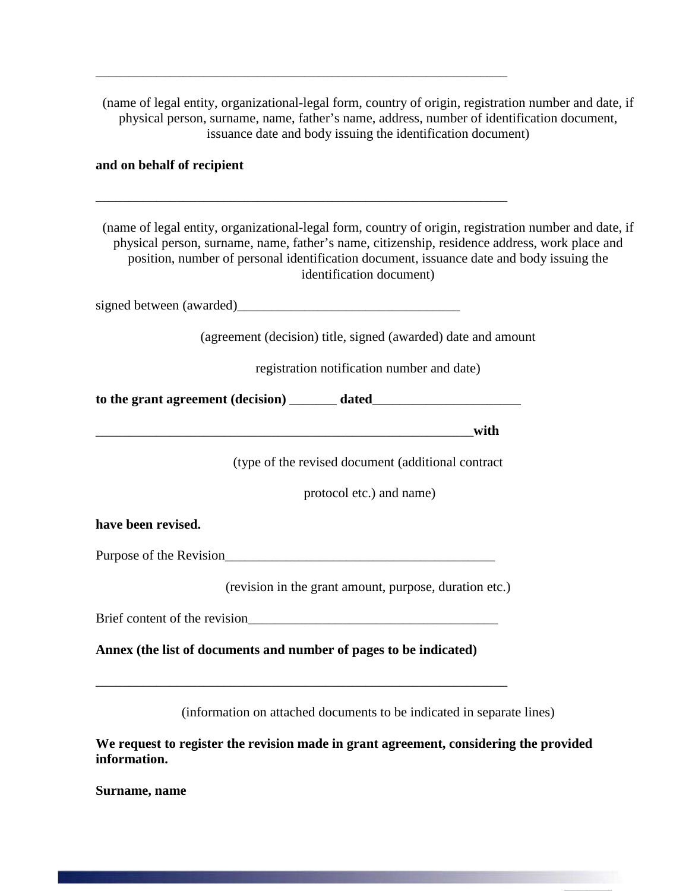_______________________________________________________________

(name of legal entity, organizational-legal form, country of origin, registration number and date, if physical person, surname, name, father's name, address, number of identification document, issuance date and body issuing the identification document)

**and on behalf of recipient**

_______________________________________________________________

(name of legal entity, organizational-legal form, country of origin, registration number and date, if physical person, surname, name, father's name, citizenship, residence address, work place and position, number of personal identification document, issuance date and body issuing the identification document)

signed between (awarded)__________________________________

(agreement (decision) title, signed (awarded) date and amount

registration notification number and date)

**to the grant agreement (decision)** _______ **dated**______________________

__________________________________________________________**with**

(type of the revised document (additional contract

protocol etc.) and name)

**have been revised.**

Purpose of the Revision_________________________________________

(revision in the grant amount, purpose, duration etc.)

Brief content of the revision______________________________________

**Annex (the list of documents and number of pages to be indicated)**

_______________________________________________________________

(information on attached documents to be indicated in separate lines)

**We request to register the revision made in grant agreement, considering the provided information.**

**Surname, name**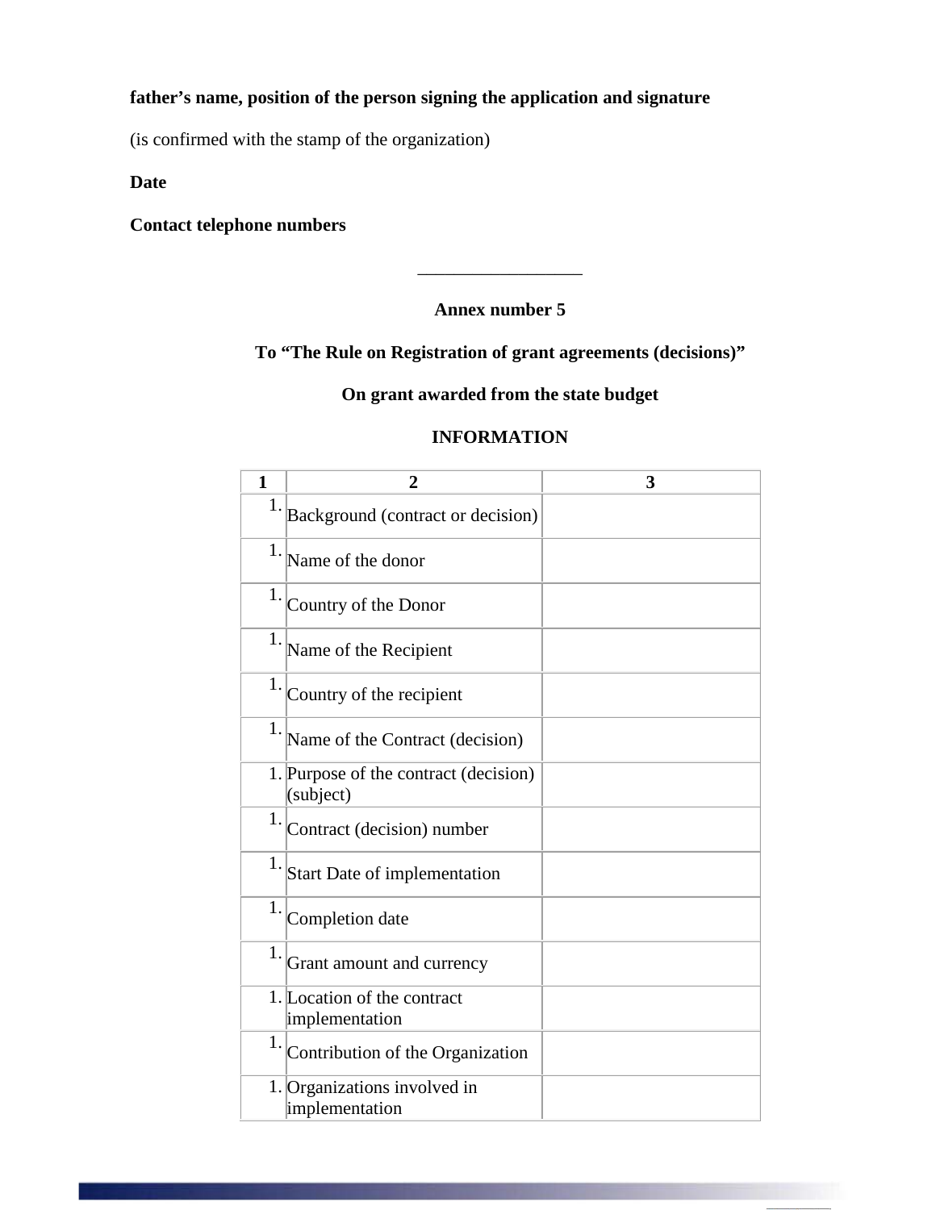**father's name, position of the person signing the application and signature**

(is confirmed with the stamp of the organization)

**Date**

**Contact telephone numbers**

\_\_\_\_\_\_\_\_\_\_\_\_\_\_\_\_\_\_

**Annex number 5**

**To "The Rule on Registration of grant agreements (decisions)"**

**On grant awarded from the state budget**

**INFORMATION**

| 1 | 2 | 3 |
|---|---|---|
| 1. | Background (contract or decision) | |
| 1. | Name of the donor | |
| 1. | Country of the Donor | |
| 1. | Name of the Recipient | |
| 1. | Country of the recipient | |
| 1. | Name of the Contract (decision) | |
| 1. | Purpose of the contract (decision) (subject) | |
| 1. | Contract (decision) number | |
| 1. | Start Date of implementation | |
| 1. | Completion date | |
| 1. | Grant amount and currency | |
| 1. | Location of the contract implementation | |
| 1. | Contribution of the Organization | |
| 1. | Organizations involved in implementation | |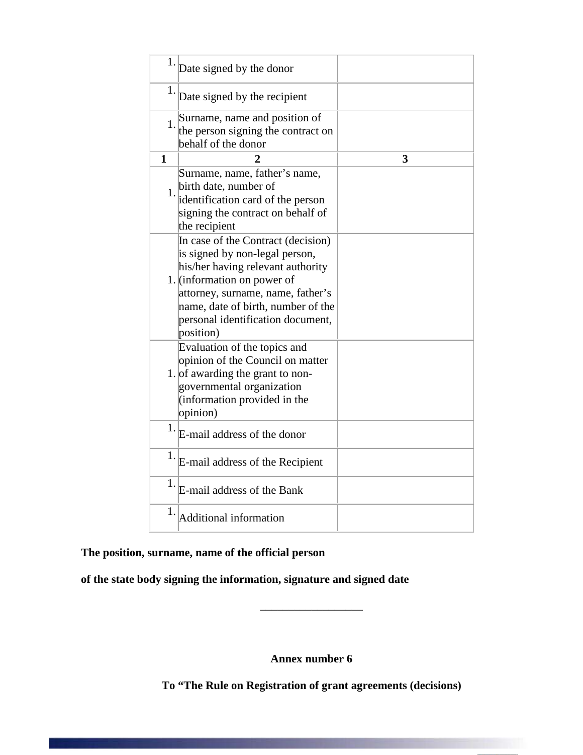| 1. | Date signed by the donor | |
|---|---|---|
| 1. | Date signed by the recipient | |
| 1. | Surname, name and position of the person signing the contract on behalf of the donor | |
| **1** | **2** | **3** |
| 1. | Surname, name, father's name, birth date, number of identification card of the person signing the contract on behalf of the recipient | |
| 1. | In case of the Contract (decision) is signed by non-legal person, his/her having relevant authority (information on power of attorney, surname, name, father's name, date of birth, number of the personal identification document, position) | |
| 1. | Evaluation of the topics and opinion of the Council on matter of awarding the grant to non-governmental organization (information provided in the opinion) | |
| 1. | E-mail address of the donor | |
| 1. | E-mail address of the Recipient | |
| 1. | E-mail address of the Bank | |
| 1. | Additional information | |

**The position, surname, name of the official person**

**of the state body signing the information, signature and signed date**

__________________

**Annex number 6**

**To "The Rule on Registration of grant agreements (decisions)**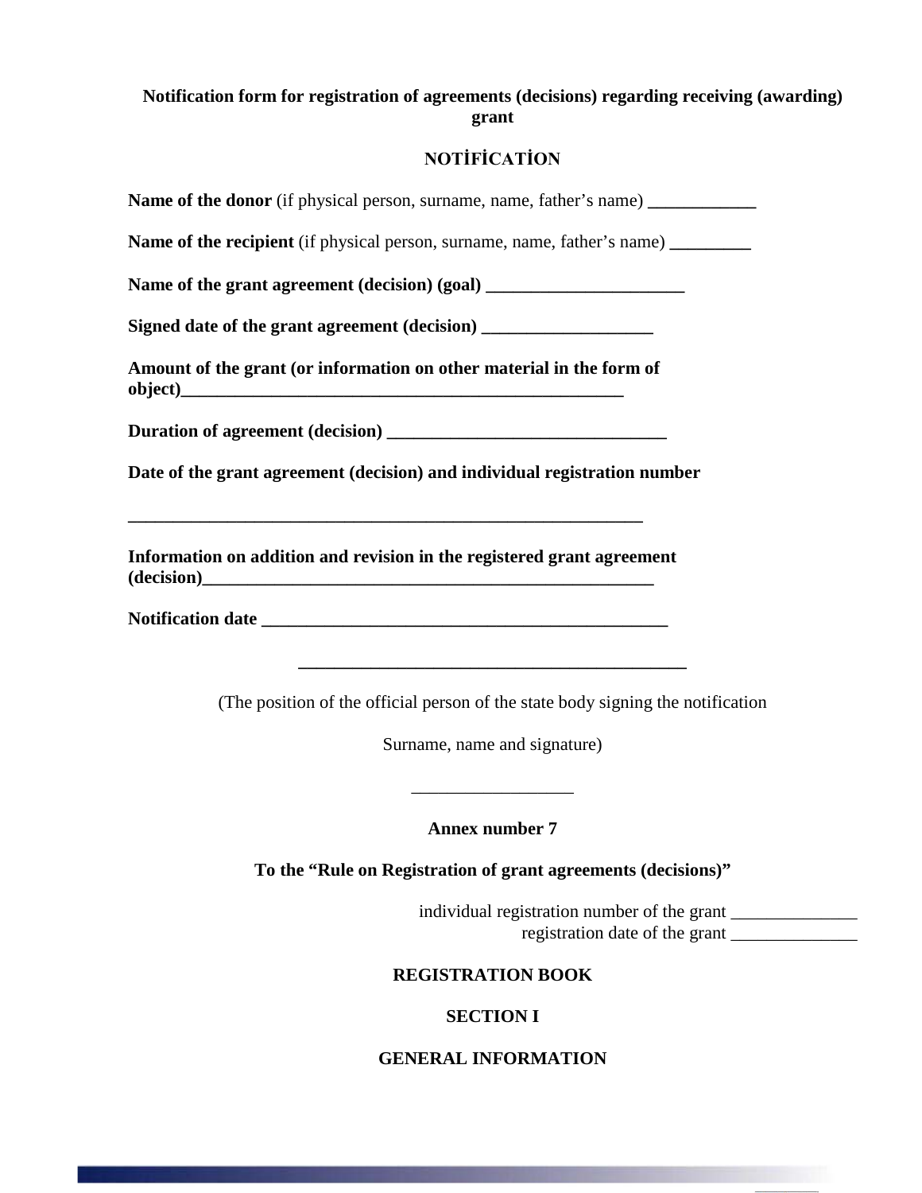**Notification form for registration of agreements (decisions) regarding receiving (awarding) grant**

**NOTİFİCATİON**

**Name of the donor** (if physical person, surname, name, father's name) **____________**

**Name of the recipient** (if physical person, surname, name, father's name) **_________**

**Name of the grant agreement (decision) (goal) ______________________**

**Signed date of the grant agreement (decision) ___________________**

**Amount of the grant (or information on other material in the form of object)_______________________________________________**

**Duration of agreement (decision) _______________________________**

**Date of the grant agreement (decision) and individual registration number**

**__________________________________________________________**

**Information on addition and revision in the registered grant agreement (decision)_____________________________________________________**

**Notification date ______________________________________________**

**____________________________________________**

(The position of the official person of the state body signing the notification

Surname, name and signature)

__________________

**Annex number 7**

**To the "Rule on Registration of grant agreements (decisions)"**

individual registration number of the grant ______________
registration date of the grant ______________

**REGISTRATION BOOK**

**SECTION I**

**GENERAL INFORMATION**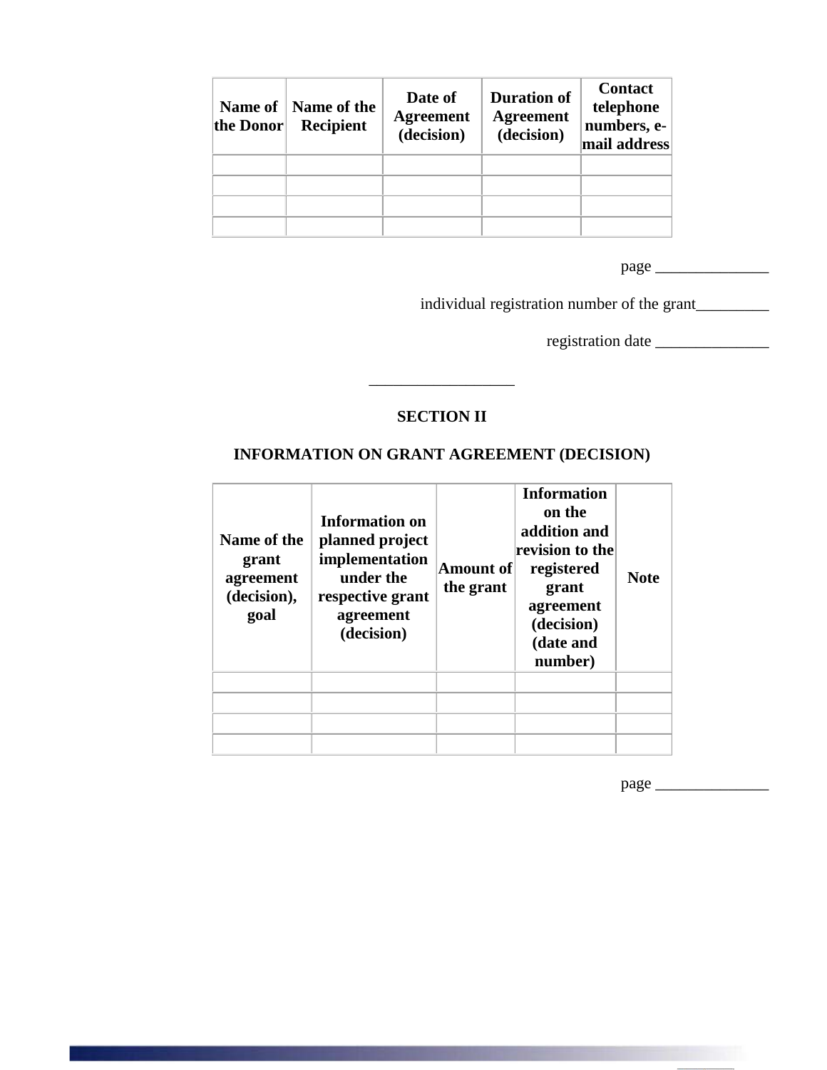| Name of the Donor | Name of the Recipient | Date of Agreement (decision) | Duration of Agreement (decision) | Contact telephone numbers, e-mail address |
|---|---|---|---|---|
| | | | | |
| | | | | |
| | | | | |
| | | | | |

page ______________

individual registration number of the grant_________

registration date ______________

__________________

**SECTION II**

**INFORMATION ON GRANT AGREEMENT (DECISION)**

| Name of the grant agreement (decision), goal | Information on planned project implementation under the respective grant agreement (decision) | Amount of the grant | Information on the addition and revision to the registered grant agreement (decision) (date and number) | Note |
|---|---|---|---|---|
| | | | | |
| | | | | |
| | | | | |
| | | | | |

page ______________